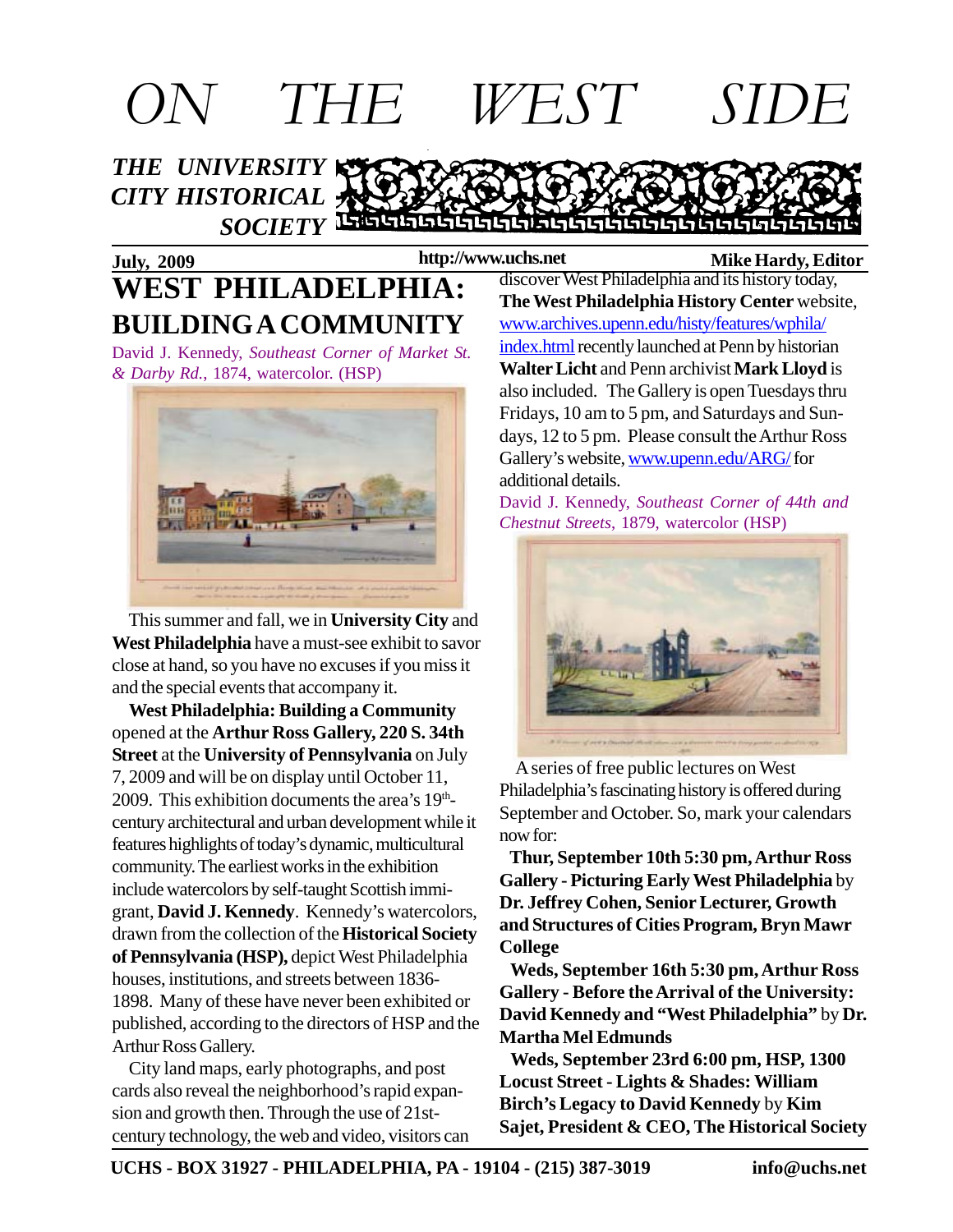# ON THE WEST SIDE

**THE UNIVERSITY CITY HISTORICAL SOCIETY**

**July, 2009** **http://www.uchs.net** **Mike Hardy, Editor**

## WEST PHILADELPHIA: BUILDING A COMMUNITY

David J. Kennedy, *Southeast Corner of Market St. & Darby Rd.*, 1874, watercolor. (HSP)

This summer and fall, we in **University City** and **West Philadelphia** have a must-see exhibit to savor close at hand, so you have no excuses if you miss it and the special events that accompany it.

**West Philadelphia: Building a Community** opened at the **Arthur Ross Gallery, 220 S. 34th Street** at the **University of Pennsylvania** on July 7, 2009 and will be on display until October 11, 2009. This exhibition documents the area's 19th-century architectural and urban development while it features highlights of today's dynamic, multicultural community. The earliest works in the exhibition include watercolors by self-taught Scottish immigrant, **David J. Kennedy**. Kennedy's watercolors, drawn from the collection of the **Historical Society of Pennsylvania (HSP),** depict West Philadelphia houses, institutions, and streets between 1836-1898. Many of these have never been exhibited or published, according to the directors of HSP and the Arthur Ross Gallery.

City land maps, early photographs, and post cards also reveal the neighborhood's rapid expansion and growth then. Through the use of 21st-century technology, the web and video, visitors can discover West Philadelphia and its history today. **The West Philadelphia History Center** website, www.archives.upenn.edu/histy/features/wphila/index.html recently launched at Penn by historian **Walter Licht** and Penn archivist **Mark Lloyd** is also included. The Gallery is open Tuesdays thru Fridays, 10 am to 5 pm, and Saturdays and Sundays, 12 to 5 pm. Please consult the Arthur Ross Gallery's website, www.upenn.edu/ARG/ for additional details.

David J. Kennedy, *Southeast Corner of 44th and Chestnut Streets*, 1879, watercolor (HSP)

A series of free public lectures on West Philadelphia's fascinating history is offered during September and October. So, mark your calendars now for:

**Thur, September 10th 5:30 pm, Arthur Ross Gallery - Picturing Early West Philadelphia** by **Dr. Jeffrey Cohen, Senior Lecturer, Growth and Structures of Cities Program, Bryn Mawr College**

**Weds, September 16th 5:30 pm, Arthur Ross Gallery - Before the Arrival of the University: David Kennedy and "West Philadelphia"** by **Dr. Martha Mel Edmunds**

**Weds, September 23rd 6:00 pm, HSP, 1300 Locust Street - Lights & Shades: William Birch's Legacy to David Kennedy** by **Kim Sajet, President & CEO, The Historical Society**

UCHS - BOX 31927 - PHILADELPHIA, PA - 19104 - (215) 387-3019 info@uchs.net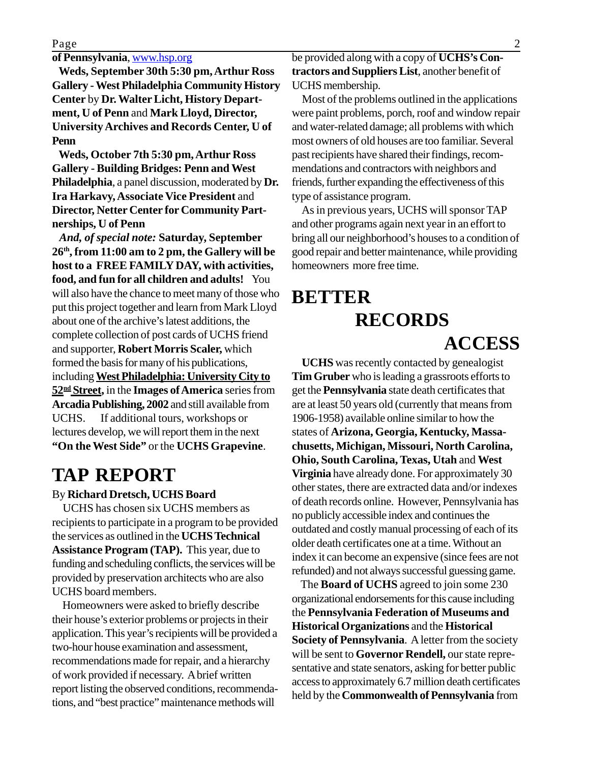**of Pennsylvania**, www.hsp.org

**Weds, September 30th 5:30 pm, Arthur Ross Gallery - West Philadelphia Community History Center** by **Dr. Walter Licht, History Department, U of Penn** and **Mark Lloyd, Director, University Archives and Records Center, U of Penn**

**Weds, October 7th 5:30 pm, Arthur Ross Gallery - Building Bridges: Penn and West Philadelphia**, a panel discussion, moderated by **Dr. Ira Harkavy, Associate Vice President** and **Director, Netter Center for Community Partnerships, U of Penn**

***And, of special note:*** **Saturday, September 26th, from 11:00 am to 2 pm, the Gallery will be host to a FREE FAMILY DAY, with activities, food, and fun for all children and adults!** You will also have the chance to meet many of those who put this project together and learn from Mark Lloyd about one of the archive's latest additions, the complete collection of post cards of UCHS friend and supporter, **Robert Morris Scaler,** which formed the basis for many of his publications, including **West Philadelphia: University City to 52nd Street,** in the **Images of America** series from **Arcadia Publishing, 2002** and still available from UCHS. If additional tours, workshops or lectures develop, we will report them in the next **"On the West Side"** or the **UCHS Grapevine**.

# TAP REPORT

By **Richard Dretsch, UCHS Board**

UCHS has chosen six UCHS members as recipients to participate in a program to be provided the services as outlined in the **UCHS Technical Assistance Program (TAP).** This year, due to funding and scheduling conflicts, the services will be provided by preservation architects who are also UCHS board members.

Homeowners were asked to briefly describe their house's exterior problems or projects in their application. This year's recipients will be provided a two-hour house examination and assessment, recommendations made for repair, and a hierarchy of work provided if necessary. A brief written report listing the observed conditions, recommendations, and "best practice" maintenance methods will be provided along with a copy of **UCHS's Contractors and Suppliers List**, another benefit of UCHS membership.

Most of the problems outlined in the applications were paint problems, porch, roof and window repair and water-related damage; all problems with which most owners of old houses are too familiar. Several past recipients have shared their findings, recommendations and contractors with neighbors and friends, further expanding the effectiveness of this type of assistance program.

As in previous years, UCHS will sponsor TAP and other programs again next year in an effort to bring all our neighborhood's houses to a condition of good repair and better maintenance, while providing homeowners more free time.

# BETTER RECORDS ACCESS

**UCHS** was recently contacted by genealogist **Tim Gruber** who is leading a grassroots efforts to get the **Pennsylvania** state death certificates that are at least 50 years old (currently that means from 1906-1958) available online similar to how the states of **Arizona, Georgia, Kentucky, Massachusetts, Michigan, Missouri, North Carolina, Ohio, South Carolina, Texas, Utah** and **West Virginia** have already done. For approximately 30 other states, there are extracted data and/or indexes of death records online. However, Pennsylvania has no publicly accessible index and continues the outdated and costly manual processing of each of its older death certificates one at a time. Without an index it can become an expensive (since fees are not refunded) and not always successful guessing game.

The **Board of UCHS** agreed to join some 230 organizational endorsements for this cause including the **Pennsylvania Federation of Museums and Historical Organizations** and the **Historical Society of Pennsylvania**. A letter from the society will be sent to **Governor Rendell,** our state representative and state senators, asking for better public access to approximately 6.7 million death certificates held by the **Commonwealth of Pennsylvania** from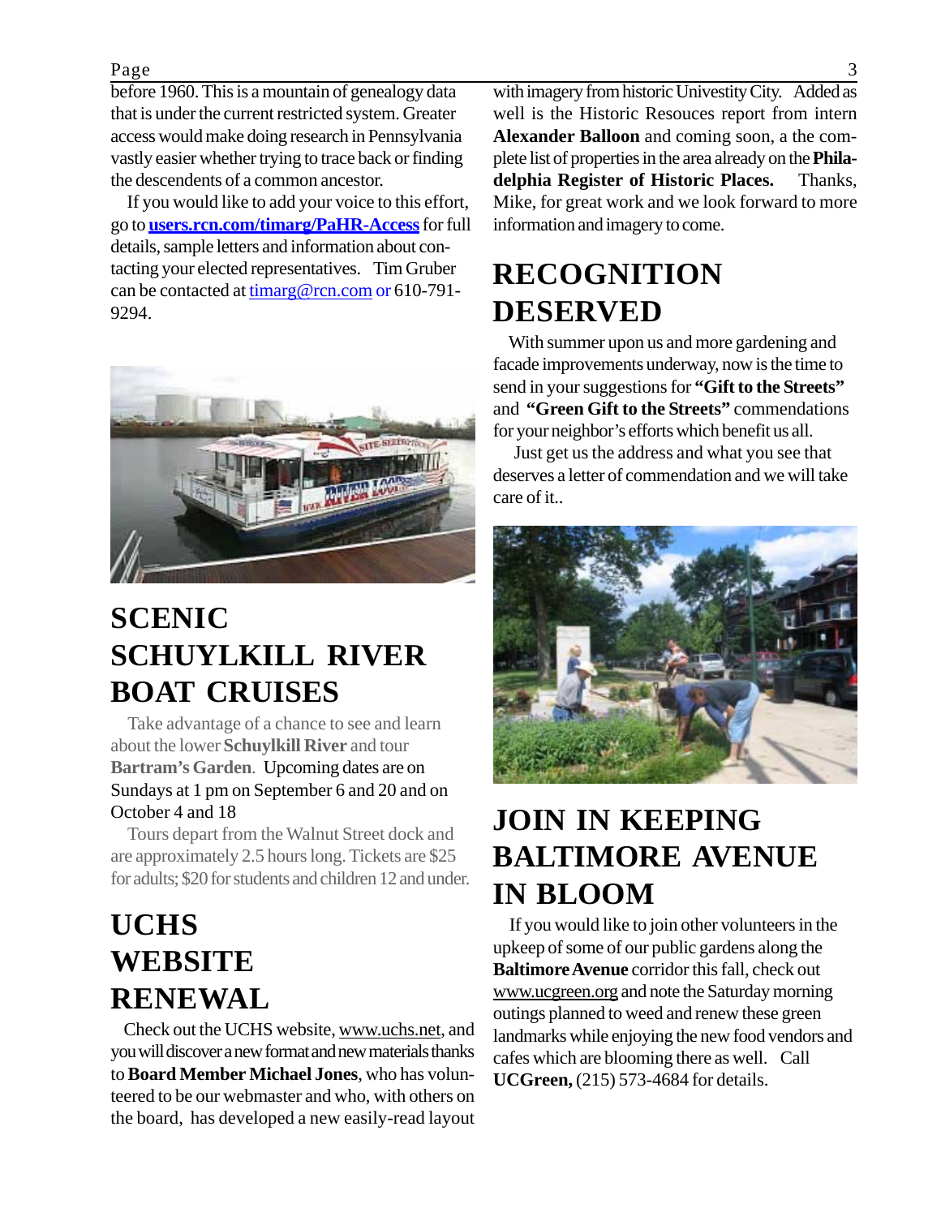before 1960. This is a mountain of genealogy data that is under the current restricted system. Greater access would make doing research in Pennsylvania vastly easier whether trying to trace back or finding the descendents of a common ancestor.

If you would like to add your voice to this effort, go to **users.rcn.com/timarg/PaHR-Access** for full details, sample letters and information about contacting your elected representatives. Tim Gruber can be contacted at timarg@rcn.com or 610-791-9294.

# SCENIC SCHUYLKILL RIVER BOAT CRUISES

Take advantage of a chance to see and learn about the lower **Schuylkill River** and tour **Bartram's Garden**. Upcoming dates are on Sundays at 1 pm on September 6 and 20 and on October 4 and 18

Tours depart from the Walnut Street dock and are approximately 2.5 hours long. Tickets are $25 for adults; $20 for students and children 12 and under.

# UCHS WEBSITE RENEWAL

Check out the UCHS website, www.uchs.net, and you will discover a new format and new materials thanks to **Board Member Michael Jones**, who has volunteered to be our webmaster and who, with others on the board, has developed a new easily-read layout with imagery from historic Univestity City. Added as well is the Historic Resouces report from intern **Alexander Balloon** and coming soon, a the complete list of properties in the area already on the **Philadelphia Register of Historic Places.** Thanks, Mike, for great work and we look forward to more information and imagery to come.

# RECOGNITION DESERVED

With summer upon us and more gardening and facade improvements underway, now is the time to send in your suggestions for **"Gift to the Streets"** and **"Green Gift to the Streets"** commendations for your neighbor's efforts which benefit us all.

Just get us the address and what you see that deserves a letter of commendation and we will take care of it..

# JOIN IN KEEPING BALTIMORE AVENUE IN BLOOM

If you would like to join other volunteers in the upkeep of some of our public gardens along the **Baltimore Avenue** corridor this fall, check out www.ucgreen.org and note the Saturday morning outings planned to weed and renew these green landmarks while enjoying the new food vendors and cafes which are blooming there as well. Call **UCGreen,** (215) 573-4684 for details.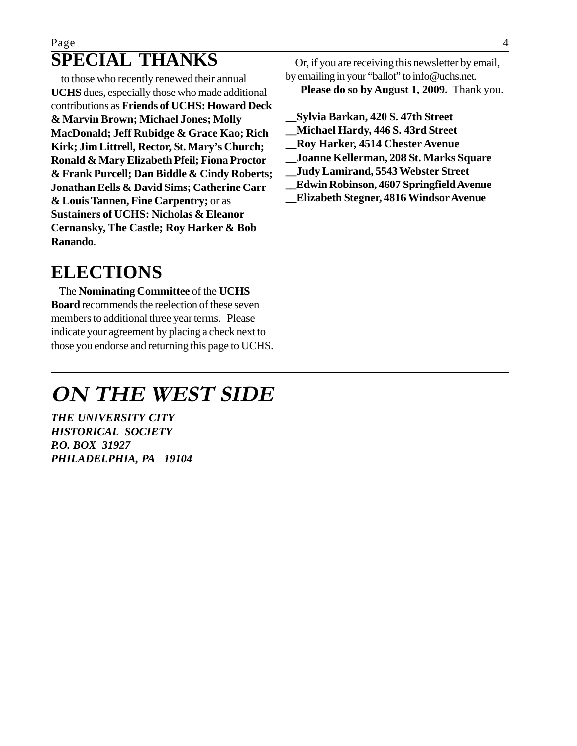## SPECIAL THANKS

to those who recently renewed their annual **UCHS** dues, especially those who made additional contributions as **Friends of UCHS: Howard Deck & Marvin Brown; Michael Jones; Molly MacDonald; Jeff Rubidge & Grace Kao; Rich Kirk; Jim Littrell, Rector, St. Mary's Church; Ronald & Mary Elizabeth Pfeil; Fiona Proctor & Frank Purcell; Dan Biddle & Cindy Roberts; Jonathan Eells & David Sims; Catherine Carr & Louis Tannen, Fine Carpentry;** or as **Sustainers of UCHS: Nicholas & Eleanor Cernansky, The Castle; Roy Harker & Bob Ranando**.

## ELECTIONS

The **Nominating Committee** of the **UCHS Board** recommends the reelection of these seven members to additional three year terms. Please indicate your agreement by placing a check next to those you endorse and returning this page to UCHS.

Or, if you are receiving this newsletter by email, by emailing in your "ballot" to info@uchs.net.

**Please do so by August 1, 2009.** Thank you.

**__Sylvia Barkan, 420 S. 47th Street**
**__Michael Hardy, 446 S. 43rd Street**
**__Roy Harker, 4514 Chester Avenue**
**__Joanne Kellerman, 208 St. Marks Square**
**__Judy Lamirand, 5543 Webster Street**
**__Edwin Robinson, 4607 Springfield Avenue**
**__Elizabeth Stegner, 4816 Windsor Avenue**

---

# *ON THE WEST SIDE*

***THE UNIVERSITY CITY***
***HISTORICAL SOCIETY***
***P.O. BOX 31927***
***PHILADELPHIA, PA 19104***